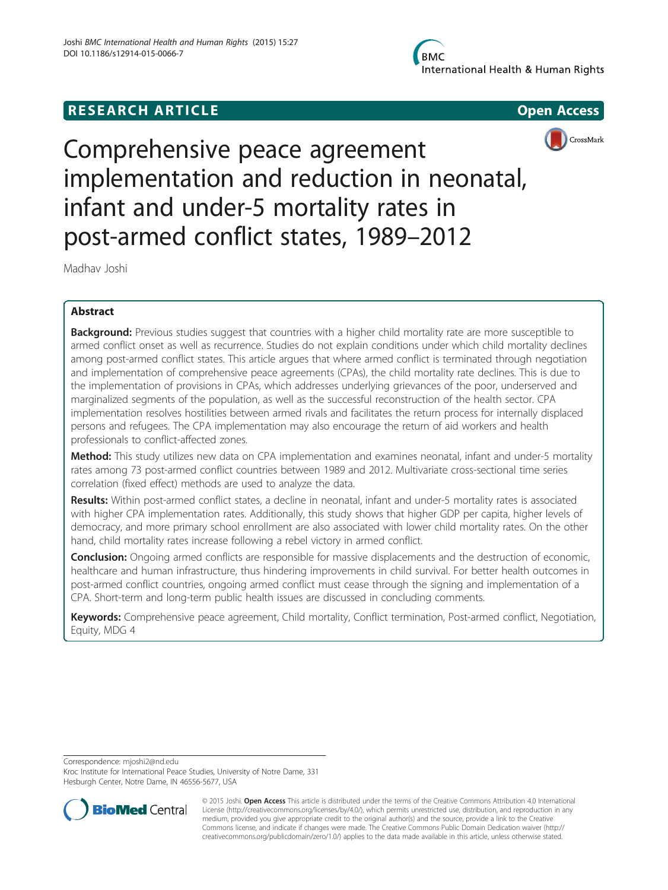RESEARCH ARTICLE

Open Access

# Comprehensive peace agreement implementation and reduction in neonatal, infant and under-5 mortality rates in post-armed conflict states, 1989–2012

Madhav Joshi

## Abstract

**Background:** Previous studies suggest that countries with a higher child mortality rate are more susceptible to armed conflict onset as well as recurrence. Studies do not explain conditions under which child mortality declines among post-armed conflict states. This article argues that where armed conflict is terminated through negotiation and implementation of comprehensive peace agreements (CPAs), the child mortality rate declines. This is due to the implementation of provisions in CPAs, which addresses underlying grievances of the poor, underserved and marginalized segments of the population, as well as the successful reconstruction of the health sector. CPA implementation resolves hostilities between armed rivals and facilitates the return process for internally displaced persons and refugees. The CPA implementation may also encourage the return of aid workers and health professionals to conflict-affected zones.

**Method:** This study utilizes new data on CPA implementation and examines neonatal, infant and under-5 mortality rates among 73 post-armed conflict countries between 1989 and 2012. Multivariate cross-sectional time series correlation (fixed effect) methods are used to analyze the data.

**Results:** Within post-armed conflict states, a decline in neonatal, infant and under-5 mortality rates is associated with higher CPA implementation rates. Additionally, this study shows that higher GDP per capita, higher levels of democracy, and more primary school enrollment are also associated with lower child mortality rates. On the other hand, child mortality rates increase following a rebel victory in armed conflict.

**Conclusion:** Ongoing armed conflicts are responsible for massive displacements and the destruction of economic, healthcare and human infrastructure, thus hindering improvements in child survival. For better health outcomes in post-armed conflict countries, ongoing armed conflict must cease through the signing and implementation of a CPA. Short-term and long-term public health issues are discussed in concluding comments.

**Keywords:** Comprehensive peace agreement, Child mortality, Conflict termination, Post-armed conflict, Negotiation, Equity, MDG 4

Correspondence: mjoshi2@nd.edu
Kroc Institute for International Peace Studies, University of Notre Dame, 331 Hesburgh Center, Notre Dame, IN 46556-5677, USA

© 2015 Joshi. **Open Access** This article is distributed under the terms of the Creative Commons Attribution 4.0 International License (http://creativecommons.org/licenses/by/4.0/), which permits unrestricted use, distribution, and reproduction in any medium, provided you give appropriate credit to the original author(s) and the source, provide a link to the Creative Commons license, and indicate if changes were made. The Creative Commons Public Domain Dedication waiver (http://creativecommons.org/publicdomain/zero/1.0/) applies to the data made available in this article, unless otherwise stated.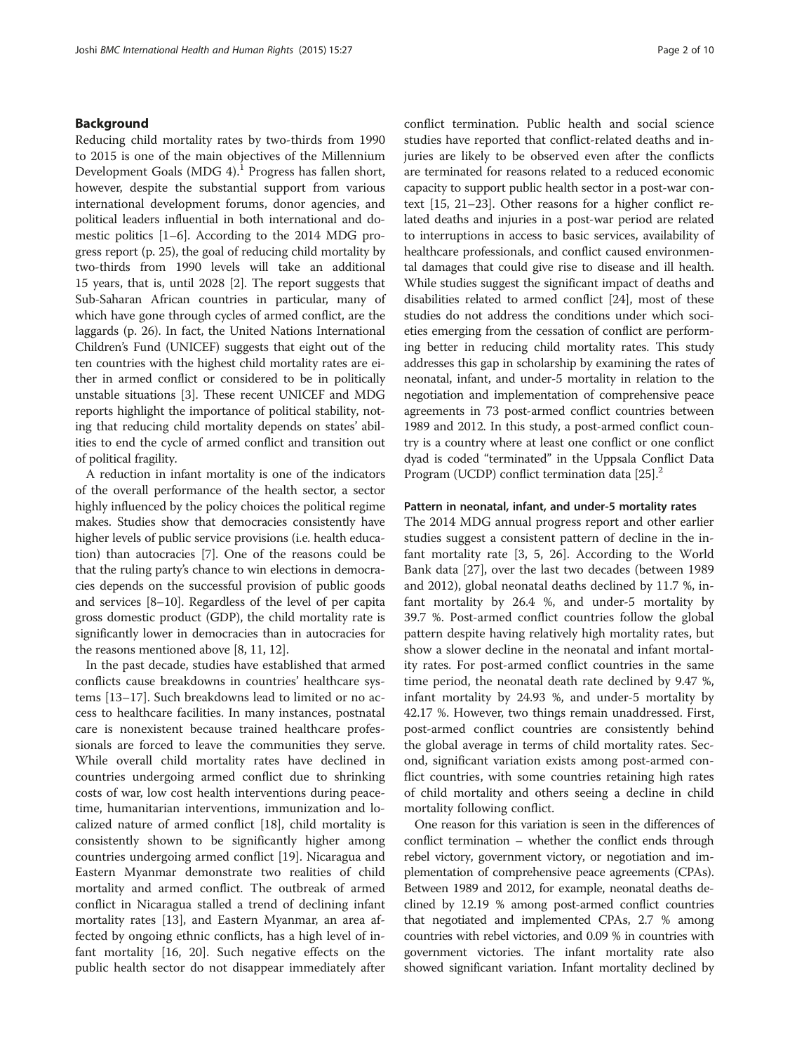## Background

Reducing child mortality rates by two-thirds from 1990 to 2015 is one of the main objectives of the Millennium Development Goals (MDG 4).[1] Progress has fallen short, however, despite the substantial support from various international development forums, donor agencies, and political leaders influential in both international and domestic politics [1–6]. According to the 2014 MDG progress report (p. 25), the goal of reducing child mortality by two-thirds from 1990 levels will take an additional 15 years, that is, until 2028 [2]. The report suggests that Sub-Saharan African countries in particular, many of which have gone through cycles of armed conflict, are the laggards (p. 26). In fact, the United Nations International Children's Fund (UNICEF) suggests that eight out of the ten countries with the highest child mortality rates are either in armed conflict or considered to be in politically unstable situations [3]. These recent UNICEF and MDG reports highlight the importance of political stability, noting that reducing child mortality depends on states' abilities to end the cycle of armed conflict and transition out of political fragility.

A reduction in infant mortality is one of the indicators of the overall performance of the health sector, a sector highly influenced by the policy choices the political regime makes. Studies show that democracies consistently have higher levels of public service provisions (i.e. health education) than autocracies [7]. One of the reasons could be that the ruling party's chance to win elections in democracies depends on the successful provision of public goods and services [8–10]. Regardless of the level of per capita gross domestic product (GDP), the child mortality rate is significantly lower in democracies than in autocracies for the reasons mentioned above [8, 11, 12].

In the past decade, studies have established that armed conflicts cause breakdowns in countries' healthcare systems [13–17]. Such breakdowns lead to limited or no access to healthcare facilities. In many instances, postnatal care is nonexistent because trained healthcare professionals are forced to leave the communities they serve. While overall child mortality rates have declined in countries undergoing armed conflict due to shrinking costs of war, low cost health interventions during peacetime, humanitarian interventions, immunization and localized nature of armed conflict [18], child mortality is consistently shown to be significantly higher among countries undergoing armed conflict [19]. Nicaragua and Eastern Myanmar demonstrate two realities of child mortality and armed conflict. The outbreak of armed conflict in Nicaragua stalled a trend of declining infant mortality rates [13], and Eastern Myanmar, an area affected by ongoing ethnic conflicts, has a high level of infant mortality [16, 20]. Such negative effects on the public health sector do not disappear immediately after conflict termination. Public health and social science studies have reported that conflict-related deaths and injuries are likely to be observed even after the conflicts are terminated for reasons related to a reduced economic capacity to support public health sector in a post-war context [15, 21–23]. Other reasons for a higher conflict related deaths and injuries in a post-war period are related to interruptions in access to basic services, availability of healthcare professionals, and conflict caused environmental damages that could give rise to disease and ill health. While studies suggest the significant impact of deaths and disabilities related to armed conflict [24], most of these studies do not address the conditions under which societies emerging from the cessation of conflict are performing better in reducing child mortality rates. This study addresses this gap in scholarship by examining the rates of neonatal, infant, and under-5 mortality in relation to the negotiation and implementation of comprehensive peace agreements in 73 post-armed conflict countries between 1989 and 2012. In this study, a post-armed conflict country is a country where at least one conflict or one conflict dyad is coded "terminated" in the Uppsala Conflict Data Program (UCDP) conflict termination data [25].[2]

### Pattern in neonatal, infant, and under-5 mortality rates

The 2014 MDG annual progress report and other earlier studies suggest a consistent pattern of decline in the infant mortality rate [3, 5, 26]. According to the World Bank data [27], over the last two decades (between 1989 and 2012), global neonatal deaths declined by 11.7 %, infant mortality by 26.4 %, and under-5 mortality by 39.7 %. Post-armed conflict countries follow the global pattern despite having relatively high mortality rates, but show a slower decline in the neonatal and infant mortality rates. For post-armed conflict countries in the same time period, the neonatal death rate declined by 9.47 %, infant mortality by 24.93 %, and under-5 mortality by 42.17 %. However, two things remain unaddressed. First, post-armed conflict countries are consistently behind the global average in terms of child mortality rates. Second, significant variation exists among post-armed conflict countries, with some countries retaining high rates of child mortality and others seeing a decline in child mortality following conflict.

One reason for this variation is seen in the differences of conflict termination – whether the conflict ends through rebel victory, government victory, or negotiation and implementation of comprehensive peace agreements (CPAs). Between 1989 and 2012, for example, neonatal deaths declined by 12.19 % among post-armed conflict countries that negotiated and implemented CPAs, 2.7 % among countries with rebel victories, and 0.09 % in countries with government victories. The infant mortality rate also showed significant variation. Infant mortality declined by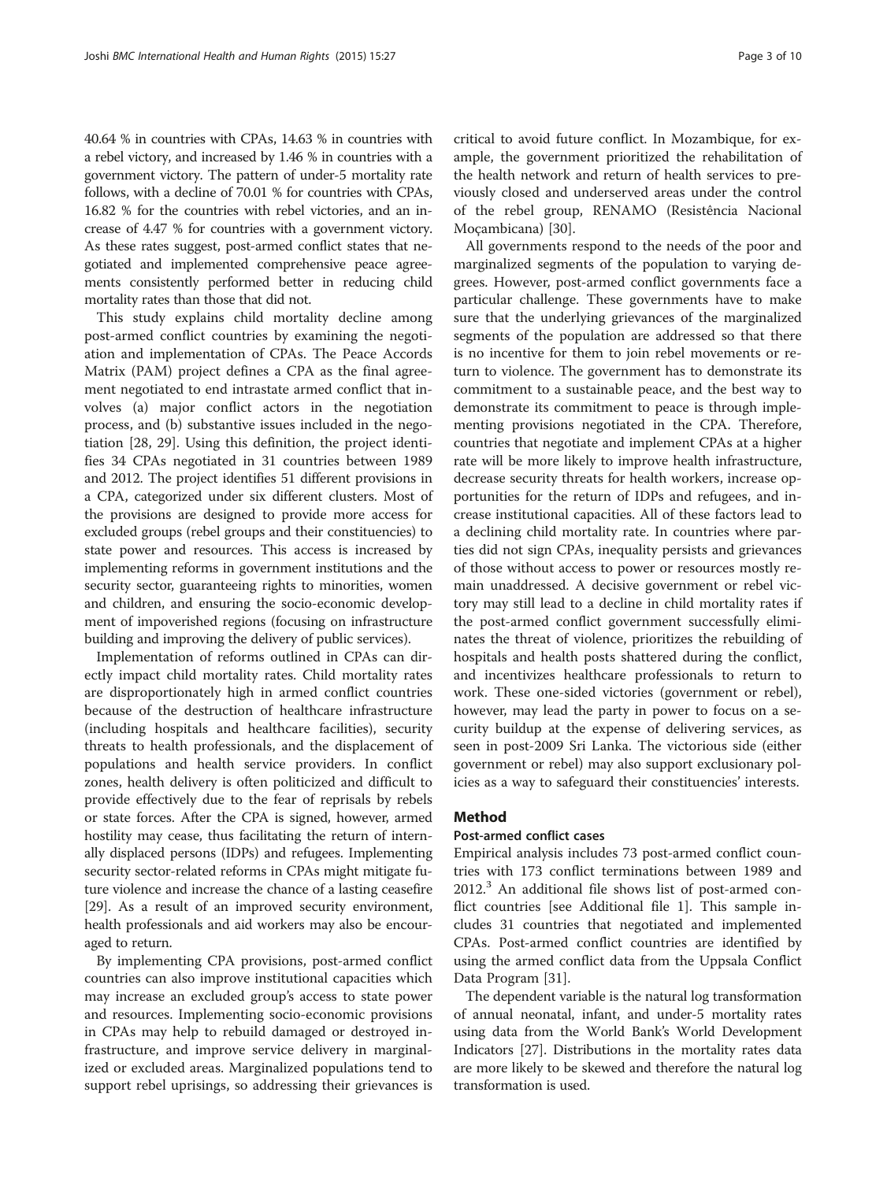40.64 % in countries with CPAs, 14.63 % in countries with a rebel victory, and increased by 1.46 % in countries with a government victory. The pattern of under-5 mortality rate follows, with a decline of 70.01 % for countries with CPAs, 16.82 % for the countries with rebel victories, and an increase of 4.47 % for countries with a government victory. As these rates suggest, post-armed conflict states that negotiated and implemented comprehensive peace agreements consistently performed better in reducing child mortality rates than those that did not.

This study explains child mortality decline among post-armed conflict countries by examining the negotiation and implementation of CPAs. The Peace Accords Matrix (PAM) project defines a CPA as the final agreement negotiated to end intrastate armed conflict that involves (a) major conflict actors in the negotiation process, and (b) substantive issues included in the negotiation [28, 29]. Using this definition, the project identifies 34 CPAs negotiated in 31 countries between 1989 and 2012. The project identifies 51 different provisions in a CPA, categorized under six different clusters. Most of the provisions are designed to provide more access for excluded groups (rebel groups and their constituencies) to state power and resources. This access is increased by implementing reforms in government institutions and the security sector, guaranteeing rights to minorities, women and children, and ensuring the socio-economic development of impoverished regions (focusing on infrastructure building and improving the delivery of public services).

Implementation of reforms outlined in CPAs can directly impact child mortality rates. Child mortality rates are disproportionately high in armed conflict countries because of the destruction of healthcare infrastructure (including hospitals and healthcare facilities), security threats to health professionals, and the displacement of populations and health service providers. In conflict zones, health delivery is often politicized and difficult to provide effectively due to the fear of reprisals by rebels or state forces. After the CPA is signed, however, armed hostility may cease, thus facilitating the return of internally displaced persons (IDPs) and refugees. Implementing security sector-related reforms in CPAs might mitigate future violence and increase the chance of a lasting ceasefire [29]. As a result of an improved security environment, health professionals and aid workers may also be encouraged to return.

By implementing CPA provisions, post-armed conflict countries can also improve institutional capacities which may increase an excluded group's access to state power and resources. Implementing socio-economic provisions in CPAs may help to rebuild damaged or destroyed infrastructure, and improve service delivery in marginalized or excluded areas. Marginalized populations tend to support rebel uprisings, so addressing their grievances is critical to avoid future conflict. In Mozambique, for example, the government prioritized the rehabilitation of the health network and return of health services to previously closed and underserved areas under the control of the rebel group, RENAMO (Resistência Nacional Moçambicana) [30].

All governments respond to the needs of the poor and marginalized segments of the population to varying degrees. However, post-armed conflict governments face a particular challenge. These governments have to make sure that the underlying grievances of the marginalized segments of the population are addressed so that there is no incentive for them to join rebel movements or return to violence. The government has to demonstrate its commitment to a sustainable peace, and the best way to demonstrate its commitment to peace is through implementing provisions negotiated in the CPA. Therefore, countries that negotiate and implement CPAs at a higher rate will be more likely to improve health infrastructure, decrease security threats for health workers, increase opportunities for the return of IDPs and refugees, and increase institutional capacities. All of these factors lead to a declining child mortality rate. In countries where parties did not sign CPAs, inequality persists and grievances of those without access to power or resources mostly remain unaddressed. A decisive government or rebel victory may still lead to a decline in child mortality rates if the post-armed conflict government successfully eliminates the threat of violence, prioritizes the rebuilding of hospitals and health posts shattered during the conflict, and incentivizes healthcare professionals to return to work. These one-sided victories (government or rebel), however, may lead the party in power to focus on a security buildup at the expense of delivering services, as seen in post-2009 Sri Lanka. The victorious side (either government or rebel) may also support exclusionary policies as a way to safeguard their constituencies' interests.

## Method

### Post-armed conflict cases

Empirical analysis includes 73 post-armed conflict countries with 173 conflict terminations between 1989 and 2012.[3] An additional file shows list of post-armed conflict countries [see Additional file 1]. This sample includes 31 countries that negotiated and implemented CPAs. Post-armed conflict countries are identified by using the armed conflict data from the Uppsala Conflict Data Program [31].

The dependent variable is the natural log transformation of annual neonatal, infant, and under-5 mortality rates using data from the World Bank's World Development Indicators [27]. Distributions in the mortality rates data are more likely to be skewed and therefore the natural log transformation is used.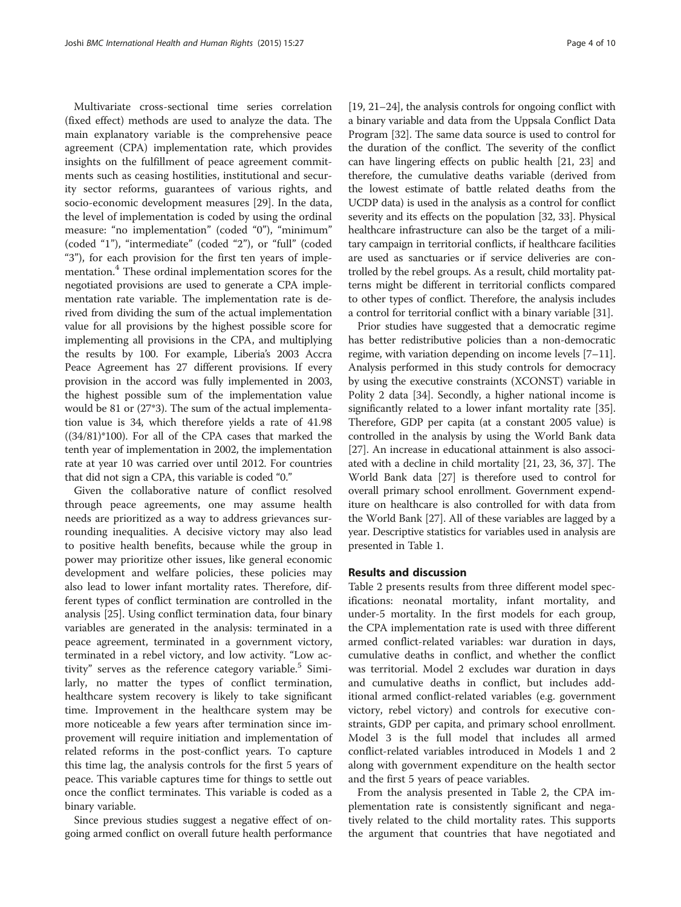Multivariate cross-sectional time series correlation (fixed effect) methods are used to analyze the data. The main explanatory variable is the comprehensive peace agreement (CPA) implementation rate, which provides insights on the fulfillment of peace agreement commitments such as ceasing hostilities, institutional and security sector reforms, guarantees of various rights, and socio-economic development measures [29]. In the data, the level of implementation is coded by using the ordinal measure: "no implementation" (coded "0"), "minimum" (coded "1"), "intermediate" (coded "2"), or "full" (coded "3"), for each provision for the first ten years of implementation.[4] These ordinal implementation scores for the negotiated provisions are used to generate a CPA implementation rate variable. The implementation rate is derived from dividing the sum of the actual implementation value for all provisions by the highest possible score for implementing all provisions in the CPA, and multiplying the results by 100. For example, Liberia's 2003 Accra Peace Agreement has 27 different provisions. If every provision in the accord was fully implemented in 2003, the highest possible sum of the implementation value would be 81 or (27*3). The sum of the actual implementation value is 34, which therefore yields a rate of 41.98 ((34/81)*100). For all of the CPA cases that marked the tenth year of implementation in 2002, the implementation rate at year 10 was carried over until 2012. For countries that did not sign a CPA, this variable is coded "0."

Given the collaborative nature of conflict resolved through peace agreements, one may assume health needs are prioritized as a way to address grievances surrounding inequalities. A decisive victory may also lead to positive health benefits, because while the group in power may prioritize other issues, like general economic development and welfare policies, these policies may also lead to lower infant mortality rates. Therefore, different types of conflict termination are controlled in the analysis [25]. Using conflict termination data, four binary variables are generated in the analysis: terminated in a peace agreement, terminated in a government victory, terminated in a rebel victory, and low activity. "Low activity" serves as the reference category variable.[5] Similarly, no matter the types of conflict termination, healthcare system recovery is likely to take significant time. Improvement in the healthcare system may be more noticeable a few years after termination since improvement will require initiation and implementation of related reforms in the post-conflict years. To capture this time lag, the analysis controls for the first 5 years of peace. This variable captures time for things to settle out once the conflict terminates. This variable is coded as a binary variable.

Since previous studies suggest a negative effect of ongoing armed conflict on overall future health performance [19, 21–24], the analysis controls for ongoing conflict with a binary variable and data from the Uppsala Conflict Data Program [32]. The same data source is used to control for the duration of the conflict. The severity of the conflict can have lingering effects on public health [21, 23] and therefore, the cumulative deaths variable (derived from the lowest estimate of battle related deaths from the UCDP data) is used in the analysis as a control for conflict severity and its effects on the population [32, 33]. Physical healthcare infrastructure can also be the target of a military campaign in territorial conflicts, if healthcare facilities are used as sanctuaries or if service deliveries are controlled by the rebel groups. As a result, child mortality patterns might be different in territorial conflicts compared to other types of conflict. Therefore, the analysis includes a control for territorial conflict with a binary variable [31].

Prior studies have suggested that a democratic regime has better redistributive policies than a non-democratic regime, with variation depending on income levels [7–11]. Analysis performed in this study controls for democracy by using the executive constraints (XCONST) variable in Polity 2 data [34]. Secondly, a higher national income is significantly related to a lower infant mortality rate [35]. Therefore, GDP per capita (at a constant 2005 value) is controlled in the analysis by using the World Bank data [27]. An increase in educational attainment is also associated with a decline in child mortality [21, 23, 36, 37]. The World Bank data [27] is therefore used to control for overall primary school enrollment. Government expenditure on healthcare is also controlled for with data from the World Bank [27]. All of these variables are lagged by a year. Descriptive statistics for variables used in analysis are presented in Table 1.

## Results and discussion

Table 2 presents results from three different model specifications: neonatal mortality, infant mortality, and under-5 mortality. In the first models for each group, the CPA implementation rate is used with three different armed conflict-related variables: war duration in days, cumulative deaths in conflict, and whether the conflict was territorial. Model 2 excludes war duration in days and cumulative deaths in conflict, but includes additional armed conflict-related variables (e.g. government victory, rebel victory) and controls for executive constraints, GDP per capita, and primary school enrollment. Model 3 is the full model that includes all armed conflict-related variables introduced in Models 1 and 2 along with government expenditure on the health sector and the first 5 years of peace variables.

From the analysis presented in Table 2, the CPA implementation rate is consistently significant and negatively related to the child mortality rates. This supports the argument that countries that have negotiated and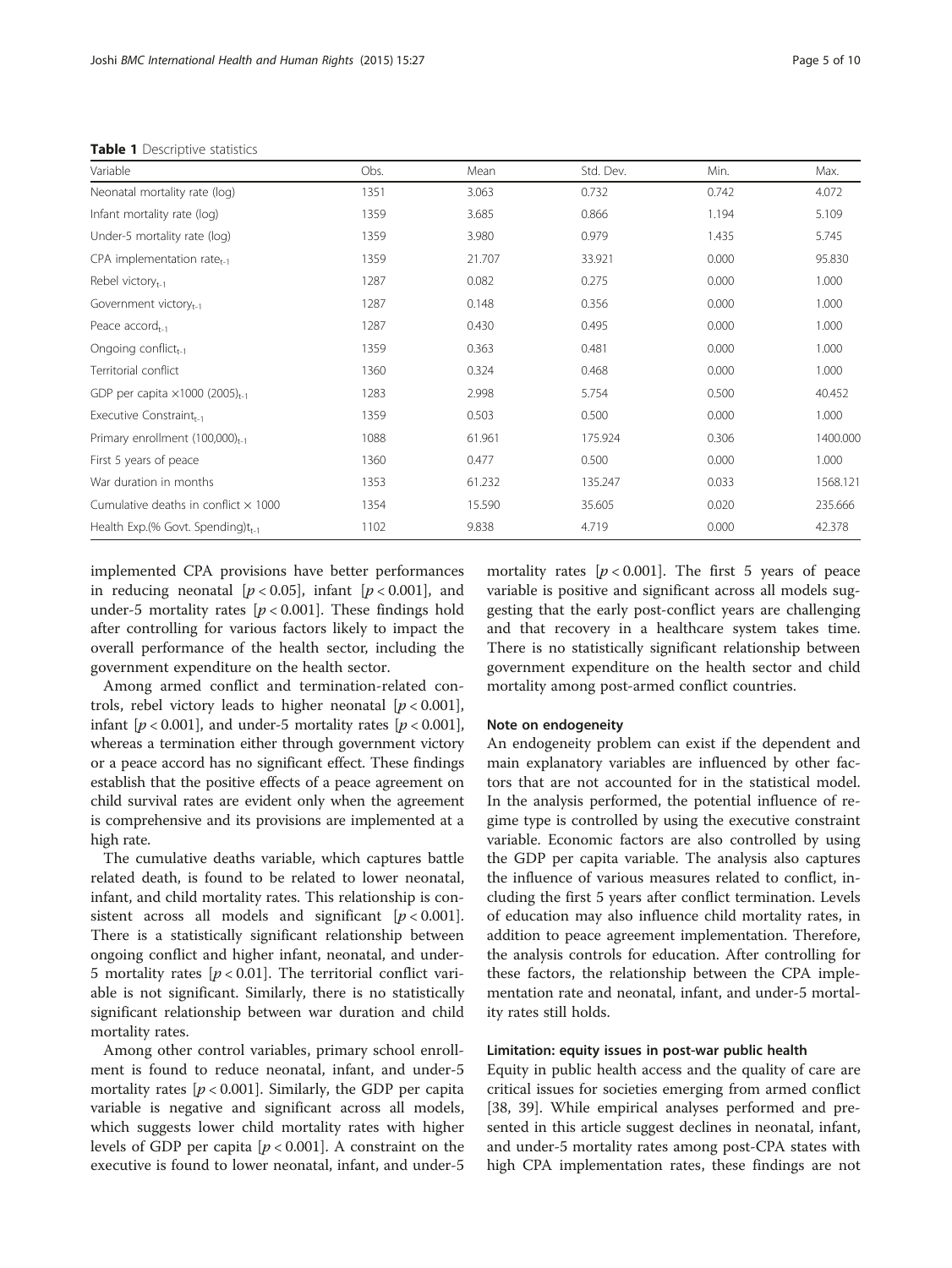**Table 1** Descriptive statistics

| Variable | Obs. | Mean | Std. Dev. | Min. | Max. |
|---|---|---|---|---|---|
| Neonatal mortality rate (log) | 1351 | 3.063 | 0.732 | 0.742 | 4.072 |
| Infant mortality rate (log) | 1359 | 3.685 | 0.866 | 1.194 | 5.109 |
| Under-5 mortality rate (log) | 1359 | 3.980 | 0.979 | 1.435 | 5.745 |
| CPA implementation rate$_{t-1}$ | 1359 | 21.707 | 33.921 | 0.000 | 95.830 |
| Rebel victory$_{t-1}$ | 1287 | 0.082 | 0.275 | 0.000 | 1.000 |
| Government victory$_{t-1}$ | 1287 | 0.148 | 0.356 | 0.000 | 1.000 |
| Peace accord$_{t-1}$ | 1287 | 0.430 | 0.495 | 0.000 | 1.000 |
| Ongoing conflict$_{t-1}$ | 1359 | 0.363 | 0.481 | 0.000 | 1.000 |
| Territorial conflict | 1360 | 0.324 | 0.468 | 0.000 | 1.000 |
| GDP per capita ×1000 (2005)$_{t-1}$ | 1283 | 2.998 | 5.754 | 0.500 | 40.452 |
| Executive Constraint$_{t-1}$ | 1359 | 0.503 | 0.500 | 0.000 | 1.000 |
| Primary enrollment (100,000)$_{t-1}$ | 1088 | 61.961 | 175.924 | 0.306 | 1400.000 |
| First 5 years of peace | 1360 | 0.477 | 0.500 | 0.000 | 1.000 |
| War duration in months | 1353 | 61.232 | 135.247 | 0.033 | 1568.121 |
| Cumulative deaths in conflict × 1000 | 1354 | 15.590 | 35.605 | 0.020 | 235.666 |
| Health Exp.(% Govt. Spending)t$_{t-1}$ | 1102 | 9.838 | 4.719 | 0.000 | 42.378 |

implemented CPA provisions have better performances in reducing neonatal [$p < 0.05$], infant [$p < 0.001$], and under-5 mortality rates [$p < 0.001$]. These findings hold after controlling for various factors likely to impact the overall performance of the health sector, including the government expenditure on the health sector.

Among armed conflict and termination-related controls, rebel victory leads to higher neonatal [$p < 0.001$], infant [$p < 0.001$], and under-5 mortality rates [$p < 0.001$], whereas a termination either through government victory or a peace accord has no significant effect. These findings establish that the positive effects of a peace agreement on child survival rates are evident only when the agreement is comprehensive and its provisions are implemented at a high rate.

The cumulative deaths variable, which captures battle related death, is found to be related to lower neonatal, infant, and child mortality rates. This relationship is consistent across all models and significant [$p < 0.001$]. There is a statistically significant relationship between ongoing conflict and higher infant, neonatal, and under-5 mortality rates [$p < 0.01$]. The territorial conflict variable is not significant. Similarly, there is no statistically significant relationship between war duration and child mortality rates.

Among other control variables, primary school enrollment is found to reduce neonatal, infant, and under-5 mortality rates [$p < 0.001$]. Similarly, the GDP per capita variable is negative and significant across all models, which suggests lower child mortality rates with higher levels of GDP per capita [$p < 0.001$]. A constraint on the executive is found to lower neonatal, infant, and under-5 mortality rates [$p < 0.001$]. The first 5 years of peace variable is positive and significant across all models suggesting that the early post-conflict years are challenging and that recovery in a healthcare system takes time. There is no statistically significant relationship between government expenditure on the health sector and child mortality among post-armed conflict countries.

#### Note on endogeneity

An endogeneity problem can exist if the dependent and main explanatory variables are influenced by other factors that are not accounted for in the statistical model. In the analysis performed, the potential influence of regime type is controlled by using the executive constraint variable. Economic factors are also controlled by using the GDP per capita variable. The analysis also captures the influence of various measures related to conflict, including the first 5 years after conflict termination. Levels of education may also influence child mortality rates, in addition to peace agreement implementation. Therefore, the analysis controls for education. After controlling for these factors, the relationship between the CPA implementation rate and neonatal, infant, and under-5 mortality rates still holds.

#### Limitation: equity issues in post-war public health

Equity in public health access and the quality of care are critical issues for societies emerging from armed conflict [38, 39]. While empirical analyses performed and presented in this article suggest declines in neonatal, infant, and under-5 mortality rates among post-CPA states with high CPA implementation rates, these findings are not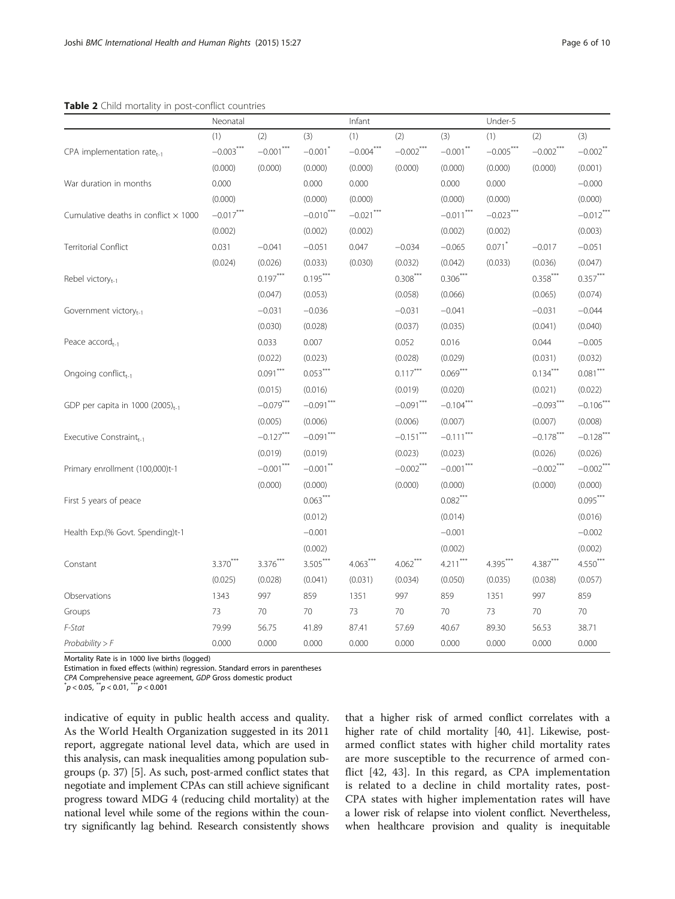**Table 2** Child mortality in post-conflict countries

| | Neonatal | | | Infant | | | Under-5 | | |
|---|---|---|---|---|---|---|---|---|---|
| | (1) | (2) | (3) | (1) | (2) | (3) | (1) | (2) | (3) |
| CPA implementation $rate_{t-1}$ | −0.003*** | −0.001*** | −0.001* | −0.004*** | −0.002*** | −0.001** | −0.005*** | −0.002*** | −0.002** |
| | (0.000) | (0.000) | (0.000) | (0.000) | (0.000) | (0.000) | (0.000) | (0.000) | (0.001) |
| War duration in months | 0.000 | | 0.000 | 0.000 | | 0.000 | 0.000 | | −0.000 |
| | (0.000) | | (0.000) | (0.000) | | (0.000) | (0.000) | | (0.000) |
| Cumulative deaths in conflict × 1000 | −0.017*** | | −0.010*** | −0.021*** | | −0.011*** | −0.023*** | | −0.012*** |
| | (0.002) | | (0.002) | (0.002) | | (0.002) | (0.002) | | (0.003) |
| Territorial Conflict | 0.031 | −0.041 | −0.051 | 0.047 | −0.034 | −0.065 | 0.071* | −0.017 | −0.051 |
| | (0.024) | (0.026) | (0.033) | (0.030) | (0.032) | (0.042) | (0.033) | (0.036) | (0.047) |
| Rebel $victory_{t-1}$ | | 0.197*** | 0.195*** | | 0.308*** | 0.306*** | | 0.358*** | 0.357*** |
| | | (0.047) | (0.053) | | (0.058) | (0.066) | | (0.065) | (0.074) |
| Government $victory_{t-1}$ | | −0.031 | −0.036 | | −0.031 | −0.041 | | −0.031 | −0.044 |
| | | (0.030) | (0.028) | | (0.037) | (0.035) | | (0.041) | (0.040) |
| Peace $accord_{t-1}$ | | 0.033 | 0.007 | | 0.052 | 0.016 | | 0.044 | −0.005 |
| | | (0.022) | (0.023) | | (0.028) | (0.029) | | (0.031) | (0.032) |
| Ongoing $conflict_{t-1}$ | | 0.091*** | 0.053*** | | 0.117*** | 0.069*** | | 0.134*** | 0.081*** |
| | | (0.015) | (0.016) | | (0.019) | (0.020) | | (0.021) | (0.022) |
| GDP per capita in 1000 $(2005)_{t-1}$ | | −0.079*** | −0.091*** | | −0.091*** | −0.104*** | | −0.093*** | −0.106*** |
| | | (0.005) | (0.006) | | (0.006) | (0.007) | | (0.007) | (0.008) |
| Executive $Constraint_{t-1}$ | | −0.127*** | −0.091*** | | −0.151*** | −0.111*** | | −0.178*** | −0.128*** |
| | | (0.019) | (0.019) | | (0.023) | (0.023) | | (0.026) | (0.026) |
| Primary enrollment (100,000)t-1 | | −0.001*** | −0.001** | | −0.002*** | −0.001*** | | −0.002*** | −0.002*** |
| | | (0.000) | (0.000) | | (0.000) | (0.000) | | (0.000) | (0.000) |
| First 5 years of peace | | | 0.063*** | | | 0.082*** | | | 0.095*** |
| | | | (0.012) | | | (0.014) | | | (0.016) |
| Health Exp.(% Govt. Spending)t-1 | | | −0.001 | | | −0.001 | | | −0.002 |
| | | | (0.002) | | | (0.002) | | | (0.002) |
| Constant | 3.370*** | 3.376*** | 3.505*** | 4.063*** | 4.062*** | 4.211*** | 4.395*** | 4.387*** | 4.550*** |
| | (0.025) | (0.028) | (0.041) | (0.031) | (0.034) | (0.050) | (0.035) | (0.038) | (0.057) |
| Observations | 1343 | 997 | 859 | 1351 | 997 | 859 | 1351 | 997 | 859 |
| Groups | 73 | 70 | 70 | 73 | 70 | 70 | 73 | 70 | 70 |
| *F-Stat* | 79.99 | 56.75 | 41.89 | 87.41 | 57.69 | 40.67 | 89.30 | 56.53 | 38.71 |
| *Probability > F* | 0.000 | 0.000 | 0.000 | 0.000 | 0.000 | 0.000 | 0.000 | 0.000 | 0.000 |

Mortality Rate is in 1000 live births (logged)
Estimation in fixed effects (within) regression. Standard errors in parentheses
*CPA* Comprehensive peace agreement, *GDP* Gross domestic product
*$p < 0.05$, **$p < 0.01$, ***$p < 0.001$

indicative of equity in public health access and quality. As the World Health Organization suggested in its 2011 report, aggregate national level data, which are used in this analysis, can mask inequalities among population subgroups (p. 37) [5]. As such, post-armed conflict states that negotiate and implement CPAs can still achieve significant progress toward MDG 4 (reducing child mortality) at the national level while some of the regions within the country significantly lag behind. Research consistently shows that a higher risk of armed conflict correlates with a higher rate of child mortality [40, 41]. Likewise, post-armed conflict states with higher child mortality rates are more susceptible to the recurrence of armed conflict [42, 43]. In this regard, as CPA implementation is related to a decline in child mortality rates, post-CPA states with higher implementation rates will have a lower risk of relapse into violent conflict. Nevertheless, when healthcare provision and quality is inequitable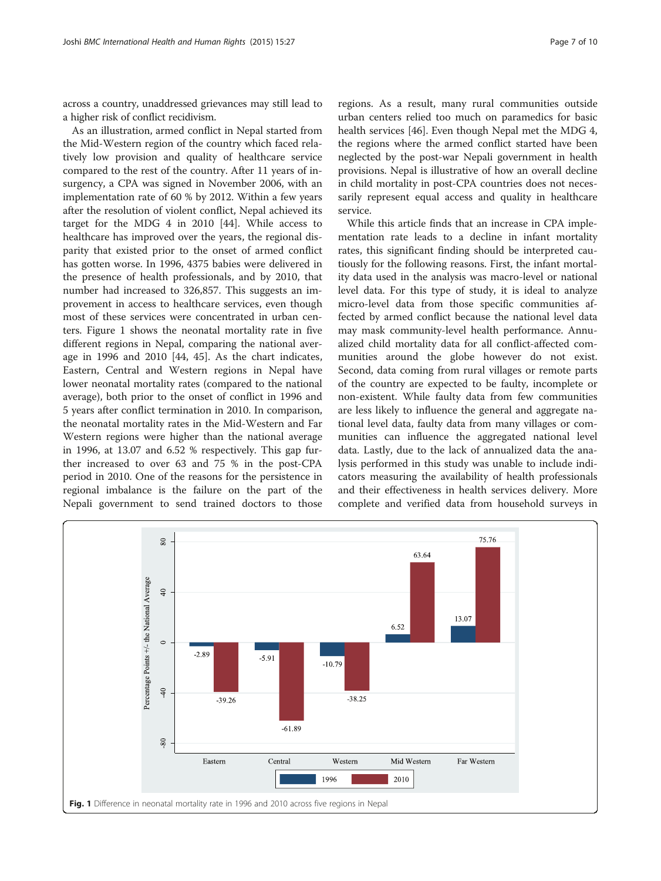across a country, unaddressed grievances may still lead to a higher risk of conflict recidivism.

As an illustration, armed conflict in Nepal started from the Mid-Western region of the country which faced relatively low provision and quality of healthcare service compared to the rest of the country. After 11 years of insurgency, a CPA was signed in November 2006, with an implementation rate of 60 % by 2012. Within a few years after the resolution of violent conflict, Nepal achieved its target for the MDG 4 in 2010 [44]. While access to healthcare has improved over the years, the regional disparity that existed prior to the onset of armed conflict has gotten worse. In 1996, 4375 babies were delivered in the presence of health professionals, and by 2010, that number had increased to 326,857. This suggests an improvement in access to healthcare services, even though most of these services were concentrated in urban centers. Figure 1 shows the neonatal mortality rate in five different regions in Nepal, comparing the national average in 1996 and 2010 [44, 45]. As the chart indicates, Eastern, Central and Western regions in Nepal have lower neonatal mortality rates (compared to the national average), both prior to the onset of conflict in 1996 and 5 years after conflict termination in 2010. In comparison, the neonatal mortality rates in the Mid-Western and Far Western regions were higher than the national average in 1996, at 13.07 and 6.52 % respectively. This gap further increased to over 63 and 75 % in the post-CPA period in 2010. One of the reasons for the persistence in regional imbalance is the failure on the part of the Nepali government to send trained doctors to those regions. As a result, many rural communities outside urban centers relied too much on paramedics for basic health services [46]. Even though Nepal met the MDG 4, the regions where the armed conflict started have been neglected by the post-war Nepali government in health provisions. Nepal is illustrative of how an overall decline in child mortality in post-CPA countries does not necessarily represent equal access and quality in healthcare service.

While this article finds that an increase in CPA implementation rate leads to a decline in infant mortality rates, this significant finding should be interpreted cautiously for the following reasons. First, the infant mortality data used in the analysis was macro-level or national level data. For this type of study, it is ideal to analyze micro-level data from those specific communities affected by armed conflict because the national level data may mask community-level health performance. Annualized child mortality data for all conflict-affected communities around the globe however do not exist. Second, data coming from rural villages or remote parts of the country are expected to be faulty, incomplete or non-existent. While faulty data from few communities are less likely to influence the general and aggregate national level data, faulty data from many villages or communities can influence the aggregated national level data. Lastly, due to the lack of annualized data the analysis performed in this study was unable to include indicators measuring the availability of health professionals and their effectiveness in health services delivery. More complete and verified data from household surveys in

**Fig. 1** Difference in neonatal mortality rate in 1996 and 2010 across five regions in Nepal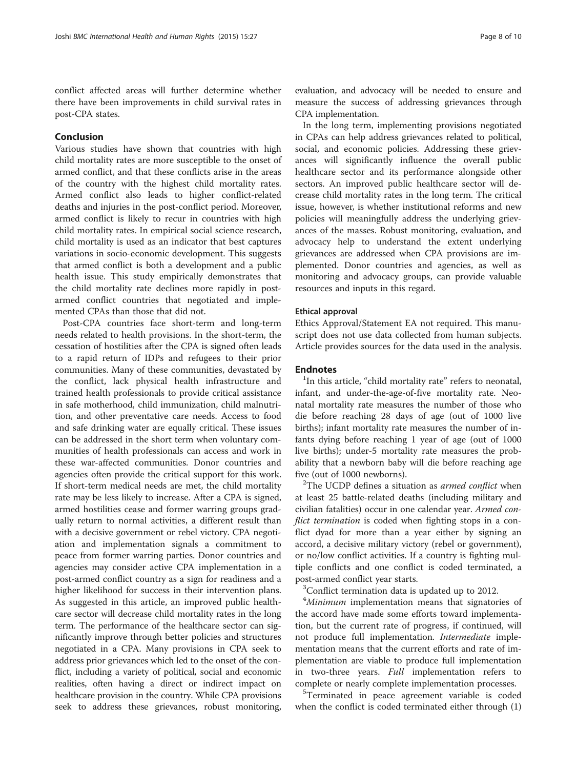conflict affected areas will further determine whether there have been improvements in child survival rates in post-CPA states.

## Conclusion

Various studies have shown that countries with high child mortality rates are more susceptible to the onset of armed conflict, and that these conflicts arise in the areas of the country with the highest child mortality rates. Armed conflict also leads to higher conflict-related deaths and injuries in the post-conflict period. Moreover, armed conflict is likely to recur in countries with high child mortality rates. In empirical social science research, child mortality is used as an indicator that best captures variations in socio-economic development. This suggests that armed conflict is both a development and a public health issue. This study empirically demonstrates that the child mortality rate declines more rapidly in post-armed conflict countries that negotiated and implemented CPAs than those that did not.

Post-CPA countries face short-term and long-term needs related to health provisions. In the short-term, the cessation of hostilities after the CPA is signed often leads to a rapid return of IDPs and refugees to their prior communities. Many of these communities, devastated by the conflict, lack physical health infrastructure and trained health professionals to provide critical assistance in safe motherhood, child immunization, child malnutrition, and other preventative care needs. Access to food and safe drinking water are equally critical. These issues can be addressed in the short term when voluntary communities of health professionals can access and work in these war-affected communities. Donor countries and agencies often provide the critical support for this work. If short-term medical needs are met, the child mortality rate may be less likely to increase. After a CPA is signed, armed hostilities cease and former warring groups gradually return to normal activities, a different result than with a decisive government or rebel victory. CPA negotiation and implementation signals a commitment to peace from former warring parties. Donor countries and agencies may consider active CPA implementation in a post-armed conflict country as a sign for readiness and a higher likelihood for success in their intervention plans. As suggested in this article, an improved public healthcare sector will decrease child mortality rates in the long term. The performance of the healthcare sector can significantly improve through better policies and structures negotiated in a CPA. Many provisions in CPA seek to address prior grievances which led to the onset of the conflict, including a variety of political, social and economic realities, often having a direct or indirect impact on healthcare provision in the country. While CPA provisions seek to address these grievances, robust monitoring, evaluation, and advocacy will be needed to ensure and measure the success of addressing grievances through CPA implementation.

In the long term, implementing provisions negotiated in CPAs can help address grievances related to political, social, and economic policies. Addressing these grievances will significantly influence the overall public healthcare sector and its performance alongside other sectors. An improved public healthcare sector will decrease child mortality rates in the long term. The critical issue, however, is whether institutional reforms and new policies will meaningfully address the underlying grievances of the masses. Robust monitoring, evaluation, and advocacy help to understand the extent underlying grievances are addressed when CPA provisions are implemented. Donor countries and agencies, as well as monitoring and advocacy groups, can provide valuable resources and inputs in this regard.

### Ethical approval

Ethics Approval/Statement EA not required. This manuscript does not use data collected from human subjects. Article provides sources for the data used in the analysis.

## Endnotes

[1]In this article, "child mortality rate" refers to neonatal, infant, and under-the-age-of-five mortality rate. Neonatal mortality rate measures the number of those who die before reaching 28 days of age (out of 1000 live births); infant mortality rate measures the number of infants dying before reaching 1 year of age (out of 1000 live births); under-5 mortality rate measures the probability that a newborn baby will die before reaching age five (out of 1000 newborns).

[2]The UCDP defines a situation as *armed conflict* when at least 25 battle-related deaths (including military and civilian fatalities) occur in one calendar year. *Armed conflict termination* is coded when fighting stops in a conflict dyad for more than a year either by signing an accord, a decisive military victory (rebel or government), or no/low conflict activities. If a country is fighting multiple conflicts and one conflict is coded terminated, a post-armed conflict year starts.

[3]Conflict termination data is updated up to 2012.

[4]*Minimum* implementation means that signatories of the accord have made some efforts toward implementation, but the current rate of progress, if continued, will not produce full implementation. *Intermediate* implementation means that the current efforts and rate of implementation are viable to produce full implementation in two-three years. *Full* implementation refers to complete or nearly complete implementation processes.

[5]Terminated in peace agreement variable is coded when the conflict is coded terminated either through (1)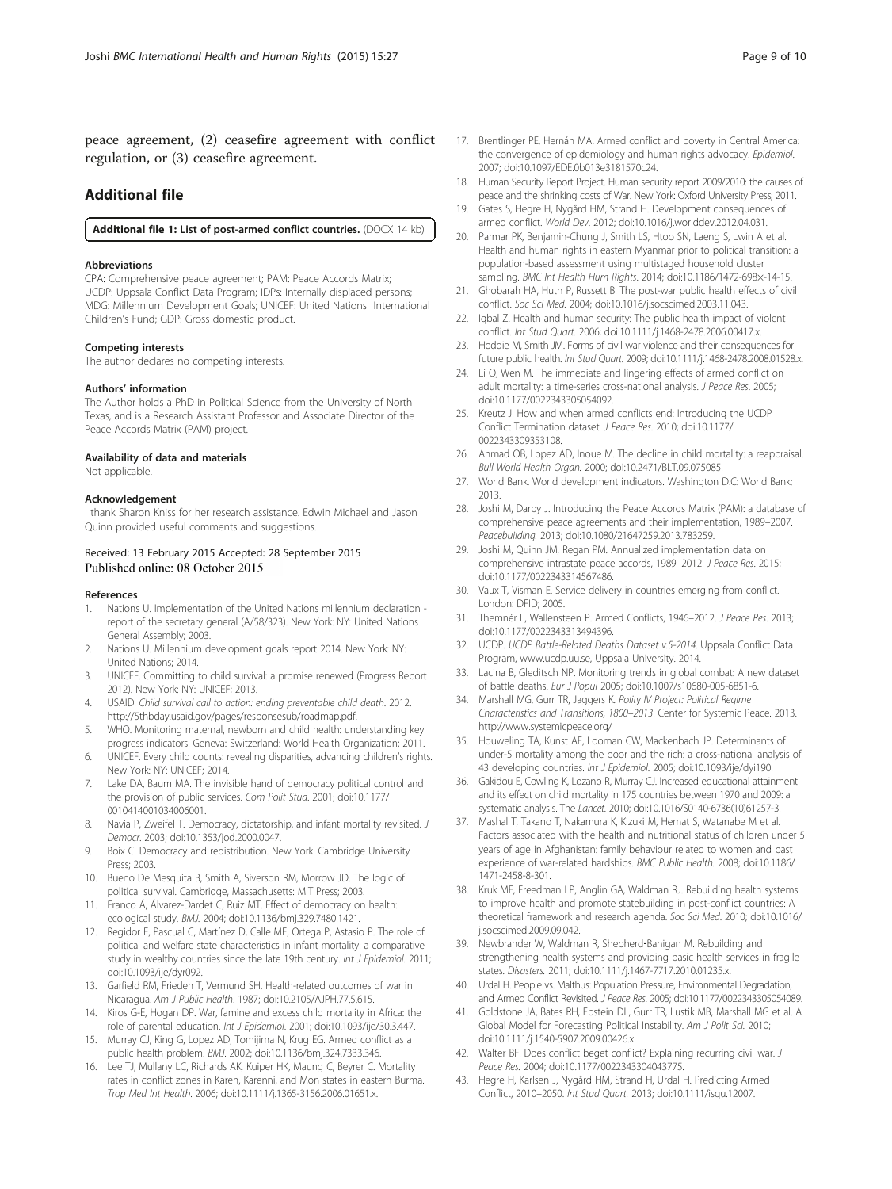peace agreement, (2) ceasefire agreement with conflict regulation, or (3) ceasefire agreement.

## Additional file

**Additional file 1: List of post-armed conflict countries.** (DOCX 14 kb)

#### Abbreviations

CPA: Comprehensive peace agreement; PAM: Peace Accords Matrix; UCDP: Uppsala Conflict Data Program; IDPs: Internally displaced persons; MDG: Millennium Development Goals; UNICEF: United Nations International Children's Fund; GDP: Gross domestic product.

#### Competing interests

The author declares no competing interests.

#### Authors' information

The Author holds a PhD in Political Science from the University of North Texas, and is a Research Assistant Professor and Associate Director of the Peace Accords Matrix (PAM) project.

#### Availability of data and materials

Not applicable.

#### Acknowledgement

I thank Sharon Kniss for her research assistance. Edwin Michael and Jason Quinn provided useful comments and suggestions.

Received: 13 February 2015 Accepted: 28 September 2015
Published online: 08 October 2015

#### References

1. Nations U. Implementation of the United Nations millennium declaration - report of the secretary general (A/58/323). New York: NY: United Nations General Assembly; 2003.
2. Nations U. Millennium development goals report 2014. New York: NY: United Nations; 2014.
3. UNICEF. Committing to child survival: a promise renewed (Progress Report 2012). New York: NY: UNICEF; 2013.
4. USAID. *Child survival call to action: ending preventable child death*. 2012. http://5thbday.usaid.gov/pages/responsesub/roadmap.pdf.
5. WHO. Monitoring maternal, newborn and child health: understanding key progress indicators. Geneva: Switzerland: World Health Organization; 2011.
6. UNICEF. Every child counts: revealing disparities, advancing children's rights. New York: NY: UNICEF; 2014.
7. Lake DA, Baum MA. The invisible hand of democracy political control and the provision of public services. *Com Polit Stud*. 2001; doi:10.1177/0010414001034006001.
8. Navia P, Zweifel T. Democracy, dictatorship, and infant mortality revisited. *J Democr*. 2003; doi:10.1353/jod.2000.0047.
9. Boix C. Democracy and redistribution. New York: Cambridge University Press; 2003.
10. Bueno De Mesquita B, Smith A, Siverson RM, Morrow JD. The logic of political survival. Cambridge, Massachusetts: MIT Press; 2003.
11. Franco Á, Álvarez-Dardet C, Ruiz MT. Effect of democracy on health: ecological study. *BMJ*. 2004; doi:10.1136/bmj.329.7480.1421.
12. Regidor E, Pascual C, Martínez D, Calle ME, Ortega P, Astasio P. The role of political and welfare state characteristics in infant mortality: a comparative study in wealthy countries since the late 19th century. *Int J Epidemiol*. 2011; doi:10.1093/ije/dyr092.
13. Garfield RM, Frieden T, Vermund SH. Health-related outcomes of war in Nicaragua. *Am J Public Health*. 1987; doi:10.2105/AJPH.77.5.615.
14. Kiros G-E, Hogan DP. War, famine and excess child mortality in Africa: the role of parental education. *Int J Epidemiol*. 2001; doi:10.1093/ije/30.3.447.
15. Murray CJ, King G, Lopez AD, Tomijima N, Krug EG. Armed conflict as a public health problem. *BMJ*. 2002; doi:10.1136/bmj.324.7333.346.
16. Lee TJ, Mullany LC, Richards AK, Kuiper HK, Maung C, Beyrer C. Mortality rates in conflict zones in Karen, Karenni, and Mon states in eastern Burma. *Trop Med Int Health*. 2006; doi:10.1111/j.1365-3156.2006.01651.x.
17. Brentlinger PE, Hernán MA. Armed conflict and poverty in Central America: the convergence of epidemiology and human rights advocacy. *Epidemiol*. 2007; doi:10.1097/EDE.0b013e3181570c24.
18. Human Security Report Project. Human security report 2009/2010: the causes of peace and the shrinking costs of War. New York: Oxford University Press; 2011.
19. Gates S, Hegre H, Nygård HM, Strand H. Development consequences of armed conflict. *World Dev*. 2012; doi:10.1016/j.worlddev.2012.04.031.
20. Parmar PK, Benjamin-Chung J, Smith LS, Htoo SN, Laeng S, Lwin A et al. Health and human rights in eastern Myanmar prior to political transition: a population-based assessment using multistaged household cluster sampling. *BMC Int Health Hum Rights*. 2014; doi:10.1186/1472-698x-14-15.
21. Ghobarah HA, Huth P, Russett B. The post-war public health effects of civil conflict. *Soc Sci Med*. 2004; doi:10.1016/j.socscimed.2003.11.043.
22. Iqbal Z. Health and human security: The public health impact of violent conflict. *Int Stud Quart*. 2006; doi:10.1111/j.1468-2478.2006.00417.x.
23. Hoddie M, Smith JM. Forms of civil war violence and their consequences for future public health. *Int Stud Quart*. 2009; doi:10.1111/j.1468-2478.2008.01528.x.
24. Li Q, Wen M. The immediate and lingering effects of armed conflict on adult mortality: a time-series cross-national analysis. *J Peace Res*. 2005; doi:10.1177/0022343305054092.
25. Kreutz J. How and when armed conflicts end: Introducing the UCDP Conflict Termination dataset. *J Peace Res*. 2010; doi:10.1177/0022343309353108.
26. Ahmad OB, Lopez AD, Inoue M. The decline in child mortality: a reappraisal. *Bull World Health Organ*. 2000; doi:10.2471/BLT.09.075085.
27. World Bank. World development indicators. Washington D.C: World Bank; 2013.
28. Joshi M, Darby J. Introducing the Peace Accords Matrix (PAM): a database of comprehensive peace agreements and their implementation, 1989–2007. *Peacebuilding*. 2013; doi:10.1080/21647259.2013.783259.
29. Joshi M, Quinn JM, Regan PM. Annualized implementation data on comprehensive intrastate peace accords, 1989–2012. *J Peace Res*. 2015; doi:10.1177/0022343314567486.
30. Vaux T, Visman E. Service delivery in countries emerging from conflict. London: DFID; 2005.
31. Themnér L, Wallensteen P. Armed Conflicts, 1946–2012. *J Peace Res*. 2013; doi:10.1177/0022343313494396.
32. UCDP. *UCDP Battle-Related Deaths Dataset v.5-2014*. Uppsala Conflict Data Program, www.ucdp.uu.se, Uppsala University. 2014.
33. Lacina B, Gleditsch NP. Monitoring trends in global combat: A new dataset of battle deaths. *Eur J Popul* 2005; doi:10.1007/s10680-005-6851-6.
34. Marshall MG, Gurr TR, Jaggers K. *Polity IV Project: Political Regime Characteristics and Transitions, 1800–2013*. Center for Systemic Peace. 2013. http://www.systemicpeace.org/
35. Houweling TA, Kunst AE, Looman CW, Mackenbach JP. Determinants of under-5 mortality among the poor and the rich: a cross-national analysis of 43 developing countries. *Int J Epidemiol*. 2005; doi:10.1093/ije/dyi190.
36. Gakidou E, Cowling K, Lozano R, Murray CJ. Increased educational attainment and its effect on child mortality in 175 countries between 1970 and 2009: a systematic analysis. The *Lancet*. 2010; doi:10.1016/S0140-6736(10)61257-3.
37. Mashal T, Takano T, Nakamura K, Kizuki M, Hemat S, Watanabe M et al. Factors associated with the health and nutritional status of children under 5 years of age in Afghanistan: family behaviour related to women and past experience of war-related hardships. *BMC Public Health*. 2008; doi:10.1186/1471-2458-8-301.
38. Kruk ME, Freedman LP, Anglin GA, Waldman RJ. Rebuilding health systems to improve health and promote statebuilding in post-conflict countries: A theoretical framework and research agenda. *Soc Sci Med*. 2010; doi:10.1016/j.socscimed.2009.09.042.
39. Newbrander W, Waldman R, Shepherd-Banigan M. Rebuilding and strengthening health systems and providing basic health services in fragile states. *Disasters*. 2011; doi:10.1111/j.1467-7717.2010.01235.x.
40. Urdal H. People vs. Malthus: Population Pressure, Environmental Degradation, and Armed Conflict Revisited. *J Peace Res*. 2005; doi:10.1177/0022343305054089.
41. Goldstone JA, Bates RH, Epstein DL, Gurr TR, Lustik MB, Marshall MG et al. A Global Model for Forecasting Political Instability. *Am J Polit Sci*. 2010; doi:10.1111/j.1540-5907.2009.00426.x.
42. Walter BF. Does conflict beget conflict? Explaining recurring civil war. *J Peace Res*. 2004; doi:10.1177/0022343304043775.
43. Hegre H, Karlsen J, Nygård HM, Strand H, Urdal H. Predicting Armed Conflict, 2010–2050. *Int Stud Quart*. 2013; doi:10.1111/isqu.12007.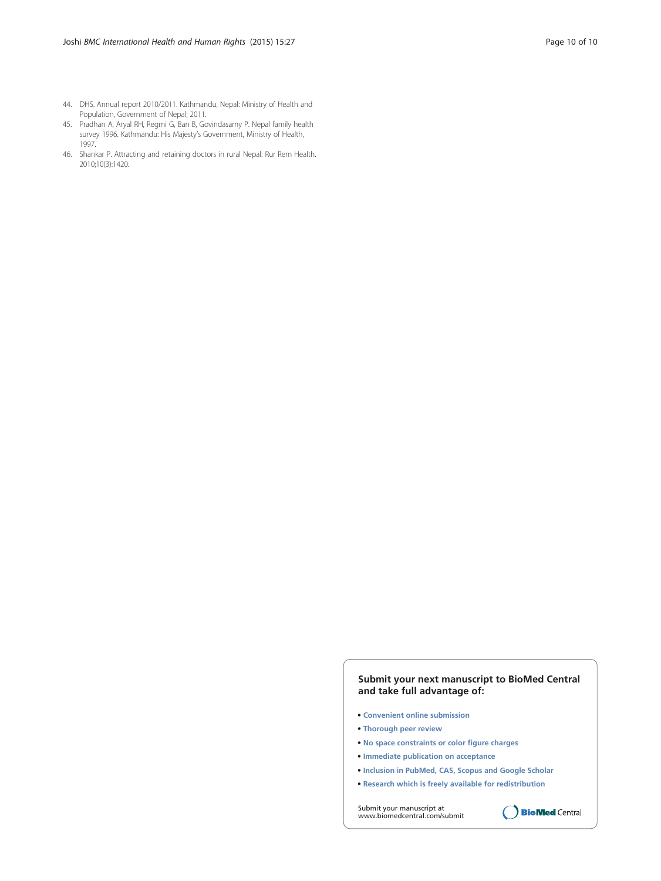44. DHS. Annual report 2010/2011. Kathmandu, Nepal: Ministry of Health and Population, Government of Nepal; 2011.
45. Pradhan A, Aryal RH, Regmi G, Ban B, Govindasamy P. Nepal family health survey 1996. Kathmandu: His Majesty's Government, Ministry of Health, 1997.
46. Shankar P. Attracting and retaining doctors in rural Nepal. Rur Rem Health. 2010;10(3):1420.

**Submit your next manuscript to BioMed Central and take full advantage of:**

- **Convenient online submission**
- **Thorough peer review**
- **No space constraints or color figure charges**
- **Immediate publication on acceptance**
- **Inclusion in PubMed, CAS, Scopus and Google Scholar**
- **Research which is freely available for redistribution**

Submit your manuscript at
www.biomedcentral.com/submit

BioMed Central